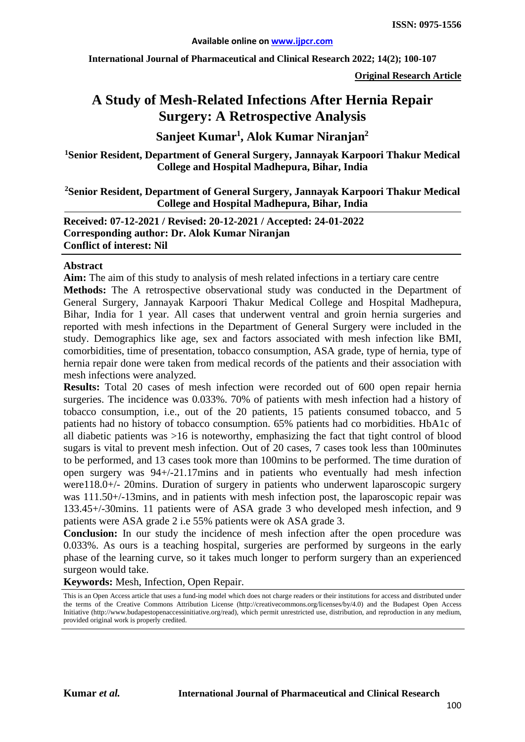**ISSN: 0975-1556**

**Available online on www.ijpcr.com**

**Original Research Article**

# A Study of Mesh-Related Infections After Hernia Repair Surgery: A Retrospective Analysis

## Sanjeet Kumar[1], Alok Kumar Niranjan[2]

**[1]Senior Resident, Department of General Surgery, Jannayak Karpoori Thakur Medical College and Hospital Madhepura, Bihar, India**

**[2]Senior Resident, Department of General Surgery, Jannayak Karpoori Thakur Medical College and Hospital Madhepura, Bihar, India**

**Received: 07-12-2021 / Revised: 20-12-2021 / Accepted: 24-01-2022**
**Corresponding author: Dr. Alok Kumar Niranjan**
**Conflict of interest: Nil**

### Abstract

**Aim:** The aim of this study to analysis of mesh related infections in a tertiary care centre

**Methods:** The A retrospective observational study was conducted in the Department of General Surgery, Jannayak Karpoori Thakur Medical College and Hospital Madhepura, Bihar, India for 1 year. All cases that underwent ventral and groin hernia surgeries and reported with mesh infections in the Department of General Surgery were included in the study. Demographics like age, sex and factors associated with mesh infection like BMI, comorbidities, time of presentation, tobacco consumption, ASA grade, type of hernia, type of hernia repair done were taken from medical records of the patients and their association with mesh infections were analyzed.

**Results:** Total 20 cases of mesh infection were recorded out of 600 open repair hernia surgeries. The incidence was 0.033%. 70% of patients with mesh infection had a history of tobacco consumption, i.e., out of the 20 patients, 15 patients consumed tobacco, and 5 patients had no history of tobacco consumption. 65% patients had co morbidities. HbA1c of all diabetic patients was >16 is noteworthy, emphasizing the fact that tight control of blood sugars is vital to prevent mesh infection. Out of 20 cases, 7 cases took less than 100minutes to be performed, and 13 cases took more than 100mins to be performed. The time duration of open surgery was 94+/-21.17mins and in patients who eventually had mesh infection were118.0+/- 20mins. Duration of surgery in patients who underwent laparoscopic surgery was 111.50+/-13mins, and in patients with mesh infection post, the laparoscopic repair was 133.45+/-30mins. 11 patients were of ASA grade 3 who developed mesh infection, and 9 patients were ASA grade 2 i.e 55% patients were ok ASA grade 3.

**Conclusion:** In our study the incidence of mesh infection after the open procedure was 0.033%. As ours is a teaching hospital, surgeries are performed by surgeons in the early phase of the learning curve, so it takes much longer to perform surgery than an experienced surgeon would take.

**Keywords:** Mesh, Infection, Open Repair.

This is an Open Access article that uses a fund-ing model which does not charge readers or their institutions for access and distributed under the terms of the Creative Commons Attribution License (http://creativecommons.org/licenses/by/4.0) and the Budapest Open Access Initiative (http://www.budapestopenaccessinitiative.org/read), which permit unrestricted use, distribution, and reproduction in any medium, provided original work is properly credited.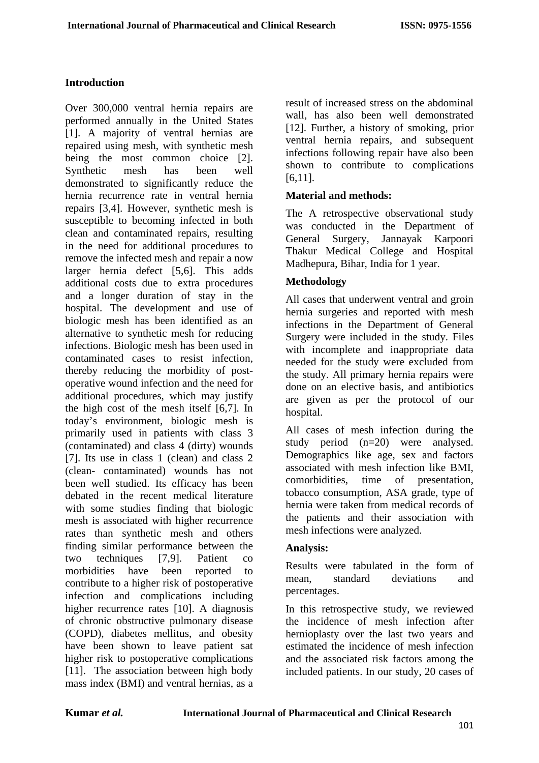## Introduction

Over 300,000 ventral hernia repairs are performed annually in the United States [1]. A majority of ventral hernias are repaired using mesh, with synthetic mesh being the most common choice [2]. Synthetic mesh has been well demonstrated to significantly reduce the hernia recurrence rate in ventral hernia repairs [3,4]. However, synthetic mesh is susceptible to becoming infected in both clean and contaminated repairs, resulting in the need for additional procedures to remove the infected mesh and repair a now larger hernia defect [5,6]. This adds additional costs due to extra procedures and a longer duration of stay in the hospital. The development and use of biologic mesh has been identified as an alternative to synthetic mesh for reducing infections. Biologic mesh has been used in contaminated cases to resist infection, thereby reducing the morbidity of post-operative wound infection and the need for additional procedures, which may justify the high cost of the mesh itself [6,7]. In today's environment, biologic mesh is primarily used in patients with class 3 (contaminated) and class 4 (dirty) wounds [7]. Its use in class 1 (clean) and class 2 (clean- contaminated) wounds has not been well studied. Its efficacy has been debated in the recent medical literature with some studies finding that biologic mesh is associated with higher recurrence rates than synthetic mesh and others finding similar performance between the two techniques [7,9]. Patient co morbidities have been reported to contribute to a higher risk of postoperative infection and complications including higher recurrence rates [10]. A diagnosis of chronic obstructive pulmonary disease (COPD), diabetes mellitus, and obesity have been shown to leave patient sat higher risk to postoperative complications [11]. The association between high body mass index (BMI) and ventral hernias, as a result of increased stress on the abdominal wall, has also been well demonstrated [12]. Further, a history of smoking, prior ventral hernia repairs, and subsequent infections following repair have also been shown to contribute to complications [6,11].

## Material and methods:

The A retrospective observational study was conducted in the Department of General Surgery, Jannayak Karpoori Thakur Medical College and Hospital Madhepura, Bihar, India for 1 year.

## Methodology

All cases that underwent ventral and groin hernia surgeries and reported with mesh infections in the Department of General Surgery were included in the study. Files with incomplete and inappropriate data needed for the study were excluded from the study. All primary hernia repairs were done on an elective basis, and antibiotics are given as per the protocol of our hospital.

All cases of mesh infection during the study period (n=20) were analysed. Demographics like age, sex and factors associated with mesh infection like BMI, comorbidities, time of presentation, tobacco consumption, ASA grade, type of hernia were taken from medical records of the patients and their association with mesh infections were analyzed.

## Analysis:

Results were tabulated in the form of mean, standard deviations and percentages.

In this retrospective study, we reviewed the incidence of mesh infection after hernioplasty over the last two years and estimated the incidence of mesh infection and the associated risk factors among the included patients. In our study, 20 cases of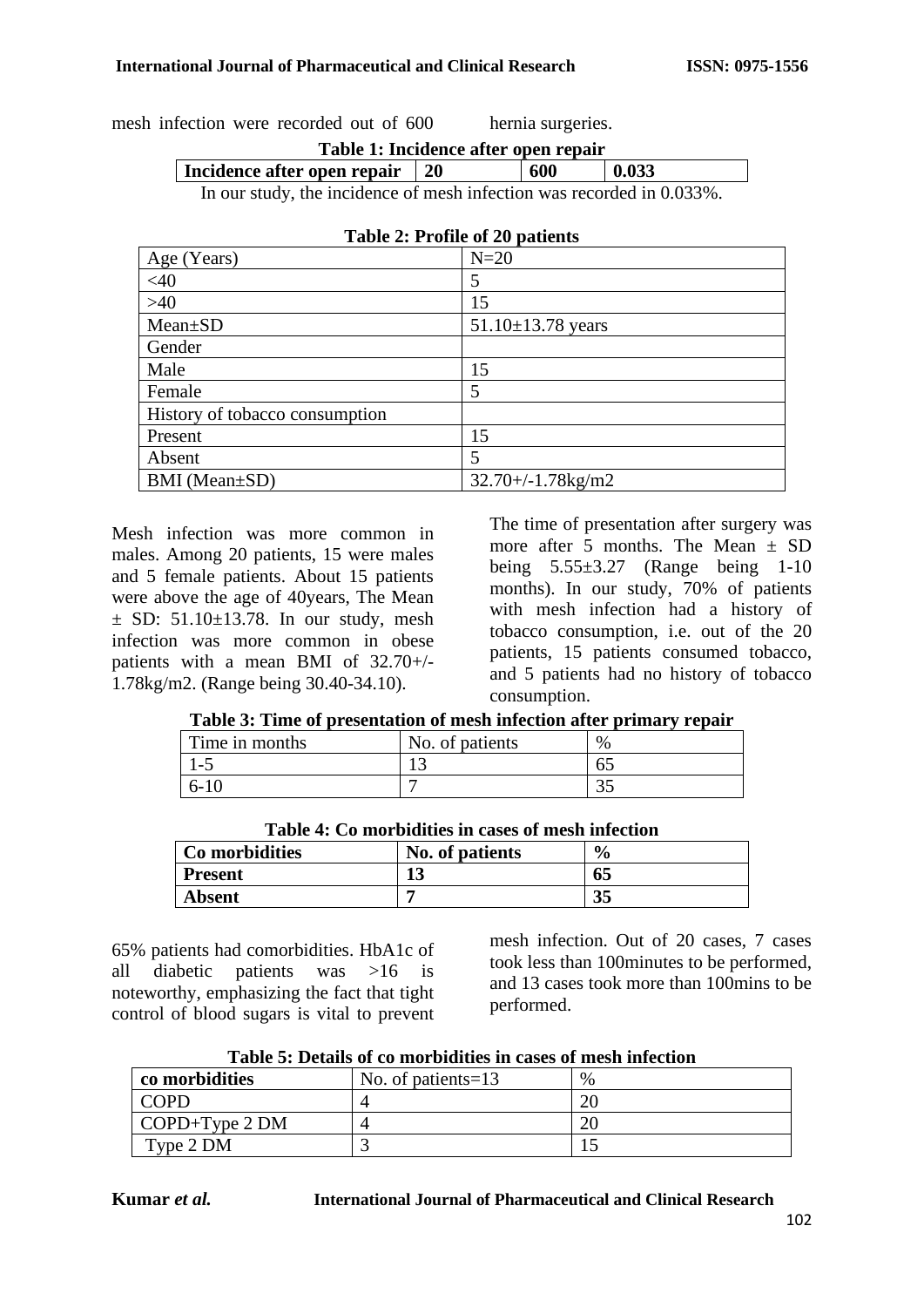mesh infection were recorded out of 600 hernia surgeries.

**Table 1: Incidence after open repair**

| Incidence after open repair | 20 | 600 | 0.033 |
|---|---|---|---|

In our study, the incidence of mesh infection was recorded in 0.033%.

**Table 2: Profile of 20 patients**

| Age (Years) | N=20 |
|---|---|
| <40 | 5 |
| >40 | 15 |
| Mean±SD | 51.10±13.78 years |
| Gender | |
| Male | 15 |
| Female | 5 |
| History of tobacco consumption | |
| Present | 15 |
| Absent | 5 |
| BMI (Mean±SD) | 32.70+/-1.78kg/m2 |

Mesh infection was more common in males. Among 20 patients, 15 were males and 5 female patients. About 15 patients were above the age of 40years, The Mean ± SD: 51.10±13.78. In our study, mesh infection was more common in obese patients with a mean BMI of 32.70+/-1.78kg/m2. (Range being 30.40-34.10).

The time of presentation after surgery was more after 5 months. The Mean ± SD being 5.55±3.27 (Range being 1-10 months). In our study, 70% of patients with mesh infection had a history of tobacco consumption, i.e. out of the 20 patients, 15 patients consumed tobacco, and 5 patients had no history of tobacco consumption.

**Table 3: Time of presentation of mesh infection after primary repair**

| Time in months | No. of patients | % |
|---|---|---|
| 1-5 | 13 | 65 |
| 6-10 | 7 | 35 |

**Table 4: Co morbidities in cases of mesh infection**

| **Co morbidities** | **No. of patients** | **%** |
|---|---|---|
| **Present** | **13** | **65** |
| **Absent** | **7** | **35** |

65% patients had comorbidities. HbA1c of all diabetic patients was >16 is noteworthy, emphasizing the fact that tight control of blood sugars is vital to prevent mesh infection. Out of 20 cases, 7 cases took less than 100minutes to be performed, and 13 cases took more than 100mins to be performed.

**Table 5: Details of co morbidities in cases of mesh infection**

| **co morbidities** | No. of patients=13 | % |
|---|---|---|
| COPD | 4 | 20 |
| COPD+Type 2 DM | 4 | 20 |
| Type 2 DM | 3 | 15 |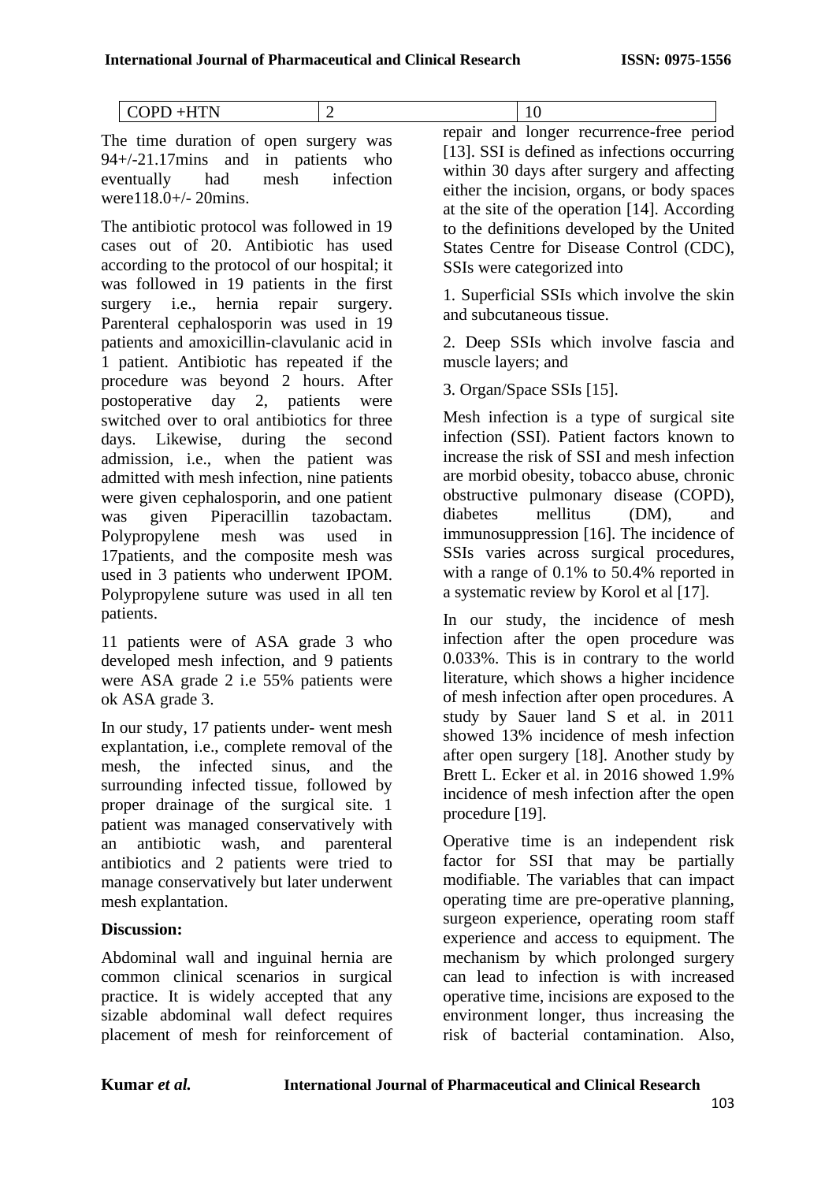| COPD +HTN | 2 | 10 |
|---|---|---|

The time duration of open surgery was 94+/-21.17mins and in patients who eventually had mesh infection were118.0+/- 20mins.

The antibiotic protocol was followed in 19 cases out of 20. Antibiotic has used according to the protocol of our hospital; it was followed in 19 patients in the first surgery i.e., hernia repair surgery. Parenteral cephalosporin was used in 19 patients and amoxicillin-clavulanic acid in 1 patient. Antibiotic has repeated if the procedure was beyond 2 hours. After postoperative day 2, patients were switched over to oral antibiotics for three days. Likewise, during the second admission, i.e., when the patient was admitted with mesh infection, nine patients were given cephalosporin, and one patient was given Piperacillin tazobactam. Polypropylene mesh was used in 17patients, and the composite mesh was used in 3 patients who underwent IPOM. Polypropylene suture was used in all ten patients.

11 patients were of ASA grade 3 who developed mesh infection, and 9 patients were ASA grade 2 i.e 55% patients were ok ASA grade 3.

In our study, 17 patients under- went mesh explantation, i.e., complete removal of the mesh, the infected sinus, and the surrounding infected tissue, followed by proper drainage of the surgical site. 1 patient was managed conservatively with an antibiotic wash, and parenteral antibiotics and 2 patients were tried to manage conservatively but later underwent mesh explantation.

**Discussion:**

Abdominal wall and inguinal hernia are common clinical scenarios in surgical practice. It is widely accepted that any sizable abdominal wall defect requires placement of mesh for reinforcement of repair and longer recurrence-free period [13]. SSI is defined as infections occurring within 30 days after surgery and affecting either the incision, organs, or body spaces at the site of the operation [14]. According to the definitions developed by the United States Centre for Disease Control (CDC), SSIs were categorized into

1. Superficial SSIs which involve the skin and subcutaneous tissue.
2. Deep SSIs which involve fascia and muscle layers; and
3. Organ/Space SSIs [15].

Mesh infection is a type of surgical site infection (SSI). Patient factors known to increase the risk of SSI and mesh infection are morbid obesity, tobacco abuse, chronic obstructive pulmonary disease (COPD), diabetes mellitus (DM), and immunosuppression [16]. The incidence of SSIs varies across surgical procedures, with a range of 0.1% to 50.4% reported in a systematic review by Korol et al [17].

In our study, the incidence of mesh infection after the open procedure was 0.033%. This is in contrary to the world literature, which shows a higher incidence of mesh infection after open procedures. A study by Sauer land S et al. in 2011 showed 13% incidence of mesh infection after open surgery [18]. Another study by Brett L. Ecker et al. in 2016 showed 1.9% incidence of mesh infection after the open procedure [19].

Operative time is an independent risk factor for SSI that may be partially modifiable. The variables that can impact operating time are pre-operative planning, surgeon experience, operating room staff experience and access to equipment. The mechanism by which prolonged surgery can lead to infection is with increased operative time, incisions are exposed to the environment longer, thus increasing the risk of bacterial contamination. Also,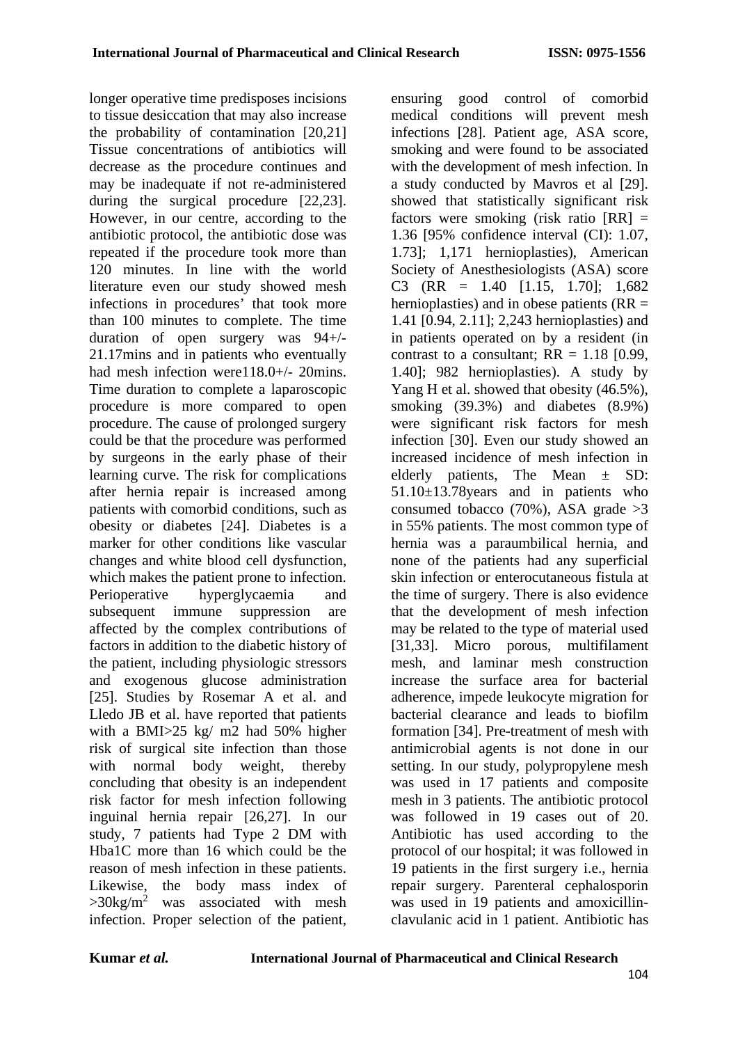longer operative time predisposes incisions to tissue desiccation that may also increase the probability of contamination [20,21] Tissue concentrations of antibiotics will decrease as the procedure continues and may be inadequate if not re-administered during the surgical procedure [22,23]. However, in our centre, according to the antibiotic protocol, the antibiotic dose was repeated if the procedure took more than 120 minutes. In line with the world literature even our study showed mesh infections in procedures' that took more than 100 minutes to complete. The time duration of open surgery was 94+/-21.17mins and in patients who eventually had mesh infection were118.0+/- 20mins. Time duration to complete a laparoscopic procedure is more compared to open procedure. The cause of prolonged surgery could be that the procedure was performed by surgeons in the early phase of their learning curve. The risk for complications after hernia repair is increased among patients with comorbid conditions, such as obesity or diabetes [24]. Diabetes is a marker for other conditions like vascular changes and white blood cell dysfunction, which makes the patient prone to infection. Perioperative hyperglycaemia and subsequent immune suppression are affected by the complex contributions of factors in addition to the diabetic history of the patient, including physiologic stressors and exogenous glucose administration [25]. Studies by Rosemar A et al. and Lledo JB et al. have reported that patients with a BMI>25 kg/ m2 had 50% higher risk of surgical site infection than those with normal body weight, thereby concluding that obesity is an independent risk factor for mesh infection following inguinal hernia repair [26,27]. In our study, 7 patients had Type 2 DM with Hba1C more than 16 which could be the reason of mesh infection in these patients. Likewise, the body mass index of $>30 kg/m^2$ was associated with mesh infection. Proper selection of the patient, ensuring good control of comorbid medical conditions will prevent mesh infections [28]. Patient age, ASA score, smoking and were found to be associated with the development of mesh infection. In a study conducted by Mavros et al [29]. showed that statistically significant risk factors were smoking (risk ratio [RR] = 1.36 [95% confidence interval (CI): 1.07, 1.73]; 1,171 hernioplasties), American Society of Anesthesiologists (ASA) score C3 (RR = 1.40 [1.15, 1.70]; 1,682 hernioplasties) and in obese patients (RR = 1.41 [0.94, 2.11]; 2,243 hernioplasties) and in patients operated on by a resident (in contrast to a consultant; RR = 1.18 [0.99, 1.40]; 982 hernioplasties). A study by Yang H et al. showed that obesity (46.5%), smoking (39.3%) and diabetes (8.9%) were significant risk factors for mesh infection [30]. Even our study showed an increased incidence of mesh infection in elderly patients, The Mean ± SD: 51.10±13.78years and in patients who consumed tobacco (70%), ASA grade >3 in 55% patients. The most common type of hernia was a paraumbilical hernia, and none of the patients had any superficial skin infection or enterocutaneous fistula at the time of surgery. There is also evidence that the development of mesh infection may be related to the type of material used [31,33]. Micro porous, multifilament mesh, and laminar mesh construction increase the surface area for bacterial adherence, impede leukocyte migration for bacterial clearance and leads to biofilm formation [34]. Pre-treatment of mesh with antimicrobial agents is not done in our setting. In our study, polypropylene mesh was used in 17 patients and composite mesh in 3 patients. The antibiotic protocol was followed in 19 cases out of 20. Antibiotic has used according to the protocol of our hospital; it was followed in 19 patients in the first surgery i.e., hernia repair surgery. Parenteral cephalosporin was used in 19 patients and amoxicillin-clavulanic acid in 1 patient. Antibiotic has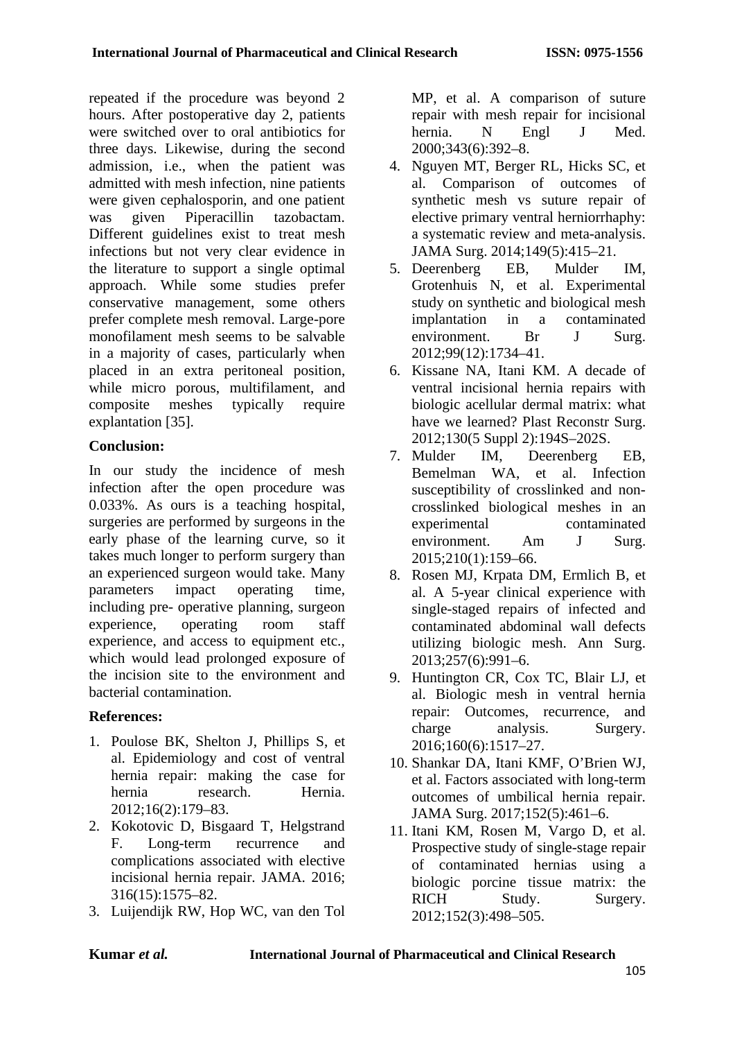repeated if the procedure was beyond 2 hours. After postoperative day 2, patients were switched over to oral antibiotics for three days. Likewise, during the second admission, i.e., when the patient was admitted with mesh infection, nine patients were given cephalosporin, and one patient was given Piperacillin tazobactam. Different guidelines exist to treat mesh infections but not very clear evidence in the literature to support a single optimal approach. While some studies prefer conservative management, some others prefer complete mesh removal. Large-pore monofilament mesh seems to be salvable in a majority of cases, particularly when placed in an extra peritoneal position, while micro porous, multifilament, and composite meshes typically require explantation [35].

## Conclusion:

In our study the incidence of mesh infection after the open procedure was 0.033%. As ours is a teaching hospital, surgeries are performed by surgeons in the early phase of the learning curve, so it takes much longer to perform surgery than an experienced surgeon would take. Many parameters impact operating time, including pre- operative planning, surgeon experience, operating room staff experience, and access to equipment etc., which would lead prolonged exposure of the incision site to the environment and bacterial contamination.

## References:

1. Poulose BK, Shelton J, Phillips S, et al. Epidemiology and cost of ventral hernia repair: making the case for hernia research. Hernia. 2012;16(2):179–83.
2. Kokotovic D, Bisgaard T, Helgstrand F. Long-term recurrence and complications associated with elective incisional hernia repair. JAMA. 2016; 316(15):1575–82.
3. Luijendijk RW, Hop WC, van den Tol MP, et al. A comparison of suture repair with mesh repair for incisional hernia. N Engl J Med. 2000;343(6):392–8.
4. Nguyen MT, Berger RL, Hicks SC, et al. Comparison of outcomes of synthetic mesh vs suture repair of elective primary ventral herniorrhaphy: a systematic review and meta-analysis. JAMA Surg. 2014;149(5):415–21.
5. Deerenberg EB, Mulder IM, Grotenhuis N, et al. Experimental study on synthetic and biological mesh implantation in a contaminated environment. Br J Surg. 2012;99(12):1734–41.
6. Kissane NA, Itani KM. A decade of ventral incisional hernia repairs with biologic acellular dermal matrix: what have we learned? Plast Reconstr Surg. 2012;130(5 Suppl 2):194S–202S.
7. Mulder IM, Deerenberg EB, Bemelman WA, et al. Infection susceptibility of crosslinked and non-crosslinked biological meshes in an experimental contaminated environment. Am J Surg. 2015;210(1):159–66.
8. Rosen MJ, Krpata DM, Ermlich B, et al. A 5-year clinical experience with single-staged repairs of infected and contaminated abdominal wall defects utilizing biologic mesh. Ann Surg. 2013;257(6):991–6.
9. Huntington CR, Cox TC, Blair LJ, et al. Biologic mesh in ventral hernia repair: Outcomes, recurrence, and charge analysis. Surgery. 2016;160(6):1517–27.
10. Shankar DA, Itani KMF, O'Brien WJ, et al. Factors associated with long-term outcomes of umbilical hernia repair. JAMA Surg. 2017;152(5):461–6.
11. Itani KM, Rosen M, Vargo D, et al. Prospective study of single-stage repair of contaminated hernias using a biologic porcine tissue matrix: the RICH Study. Surgery. 2012;152(3):498–505.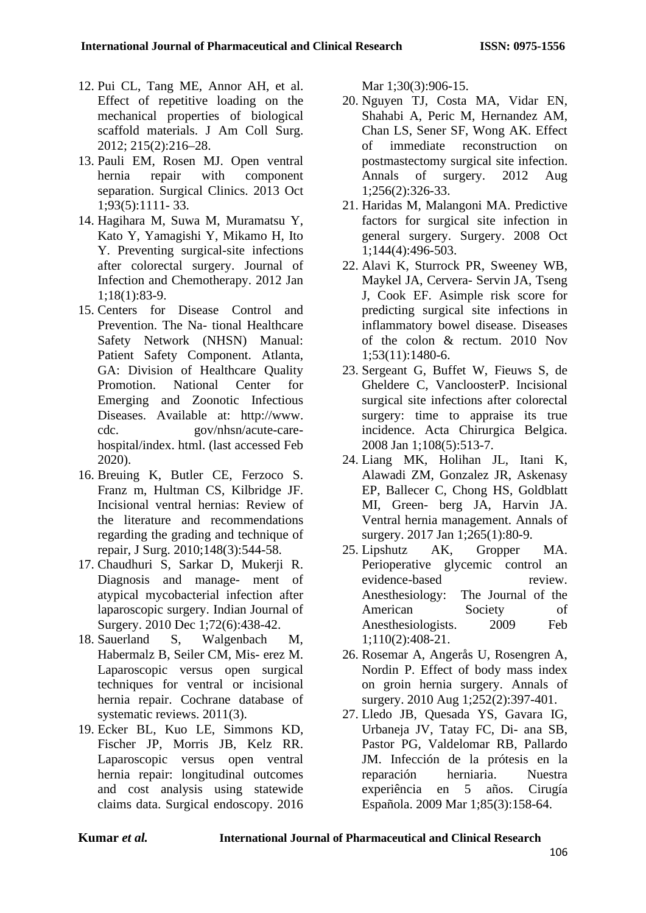12. Pui CL, Tang ME, Annor AH, et al. Effect of repetitive loading on the mechanical properties of biological scaffold materials. J Am Coll Surg. 2012; 215(2):216–28.
13. Pauli EM, Rosen MJ. Open ventral hernia repair with component separation. Surgical Clinics. 2013 Oct 1;93(5):1111- 33.
14. Hagihara M, Suwa M, Muramatsu Y, Kato Y, Yamagishi Y, Mikamo H, Ito Y. Preventing surgical-site infections after colorectal surgery. Journal of Infection and Chemotherapy. 2012 Jan 1;18(1):83-9.
15. Centers for Disease Control and Prevention. The Na- tional Healthcare Safety Network (NHSN) Manual: Patient Safety Component. Atlanta, GA: Division of Healthcare Quality Promotion. National Center for Emerging and Zoonotic Infectious Diseases. Available at: http://www. cdc. gov/nhsn/acute-care-hospital/index. html. (last accessed Feb 2020).
16. Breuing K, Butler CE, Ferzoco S. Franz m, Hultman CS, Kilbridge JF. Incisional ventral hernias: Review of the literature and recommendations regarding the grading and technique of repair, J Surg. 2010;148(3):544-58.
17. Chaudhuri S, Sarkar D, Mukerji R. Diagnosis and manage- ment of atypical mycobacterial infection after laparoscopic surgery. Indian Journal of Surgery. 2010 Dec 1;72(6):438-42.
18. Sauerland S, Walgenbach M, Habermalz B, Seiler CM, Mis- erez M. Laparoscopic versus open surgical techniques for ventral or incisional hernia repair. Cochrane database of systematic reviews. 2011(3).
19. Ecker BL, Kuo LE, Simmons KD, Fischer JP, Morris JB, Kelz RR. Laparoscopic versus open ventral hernia repair: longitudinal outcomes and cost analysis using statewide claims data. Surgical endoscopy. 2016 Mar 1;30(3):906-15.
20. Nguyen TJ, Costa MA, Vidar EN, Shahabi A, Peric M, Hernandez AM, Chan LS, Sener SF, Wong AK. Effect of immediate reconstruction on postmastectomy surgical site infection. Annals of surgery. 2012 Aug 1;256(2):326-33.
21. Haridas M, Malangoni MA. Predictive factors for surgical site infection in general surgery. Surgery. 2008 Oct 1;144(4):496-503.
22. Alavi K, Sturrock PR, Sweeney WB, Maykel JA, Cervera- Servin JA, Tseng J, Cook EF. Asimple risk score for predicting surgical site infections in inflammatory bowel disease. Diseases of the colon & rectum. 2010 Nov 1;53(11):1480-6.
23. Sergeant G, Buffet W, Fieuws S, de Gheldere C, VancloosterP. Incisional surgical site infections after colorectal surgery: time to appraise its true incidence. Acta Chirurgica Belgica. 2008 Jan 1;108(5):513-7.
24. Liang MK, Holihan JL, Itani K, Alawadi ZM, Gonzalez JR, Askenasy EP, Ballecer C, Chong HS, Goldblatt MI, Green- berg JA, Harvin JA. Ventral hernia management. Annals of surgery. 2017 Jan 1;265(1):80-9.
25. Lipshutz AK, Gropper MA. Perioperative glycemic control an evidence-based review. Anesthesiology: The Journal of the American Society of Anesthesiologists. 2009 Feb 1;110(2):408-21.
26. Rosemar A, Angerås U, Rosengren A, Nordin P. Effect of body mass index on groin hernia surgery. Annals of surgery. 2010 Aug 1;252(2):397-401.
27. Lledo JB, Quesada YS, Gavara IG, Urbaneja JV, Tatay FC, Di- ana SB, Pastor PG, Valdelomar RB, Pallardo JM. Infección de la prótesis en la reparación herniaria. Nuestra experiência en 5 años. Cirugía Española. 2009 Mar 1;85(3):158-64.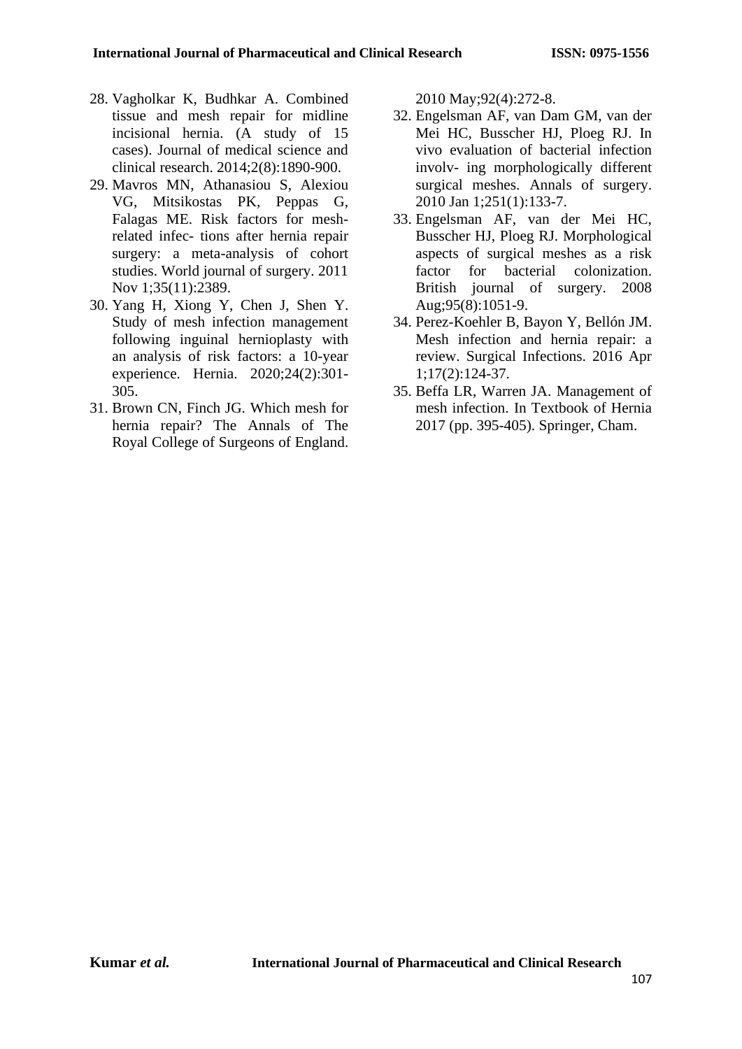28. Vagholkar K, Budhkar A. Combined tissue and mesh repair for midline incisional hernia. (A study of 15 cases). Journal of medical science and clinical research. 2014;2(8):1890-900.
29. Mavros MN, Athanasiou S, Alexiou VG, Mitsikostas PK, Peppas G, Falagas ME. Risk factors for mesh-related infec- tions after hernia repair surgery: a meta-analysis of cohort studies. World journal of surgery. 2011 Nov 1;35(11):2389.
30. Yang H, Xiong Y, Chen J, Shen Y. Study of mesh infection management following inguinal hernioplasty with an analysis of risk factors: a 10-year experience. Hernia. 2020;24(2):301-305.
31. Brown CN, Finch JG. Which mesh for hernia repair? The Annals of The Royal College of Surgeons of England. 2010 May;92(4):272-8.
32. Engelsman AF, van Dam GM, van der Mei HC, Busscher HJ, Ploeg RJ. In vivo evaluation of bacterial infection involv- ing morphologically different surgical meshes. Annals of surgery. 2010 Jan 1;251(1):133-7.
33. Engelsman AF, van der Mei HC, Busscher HJ, Ploeg RJ. Morphological aspects of surgical meshes as a risk factor for bacterial colonization. British journal of surgery. 2008 Aug;95(8):1051-9.
34. Perez-Koehler B, Bayon Y, Bellón JM. Mesh infection and hernia repair: a review. Surgical Infections. 2016 Apr 1;17(2):124-37.
35. Beffa LR, Warren JA. Management of mesh infection. In Textbook of Hernia 2017 (pp. 395-405). Springer, Cham.